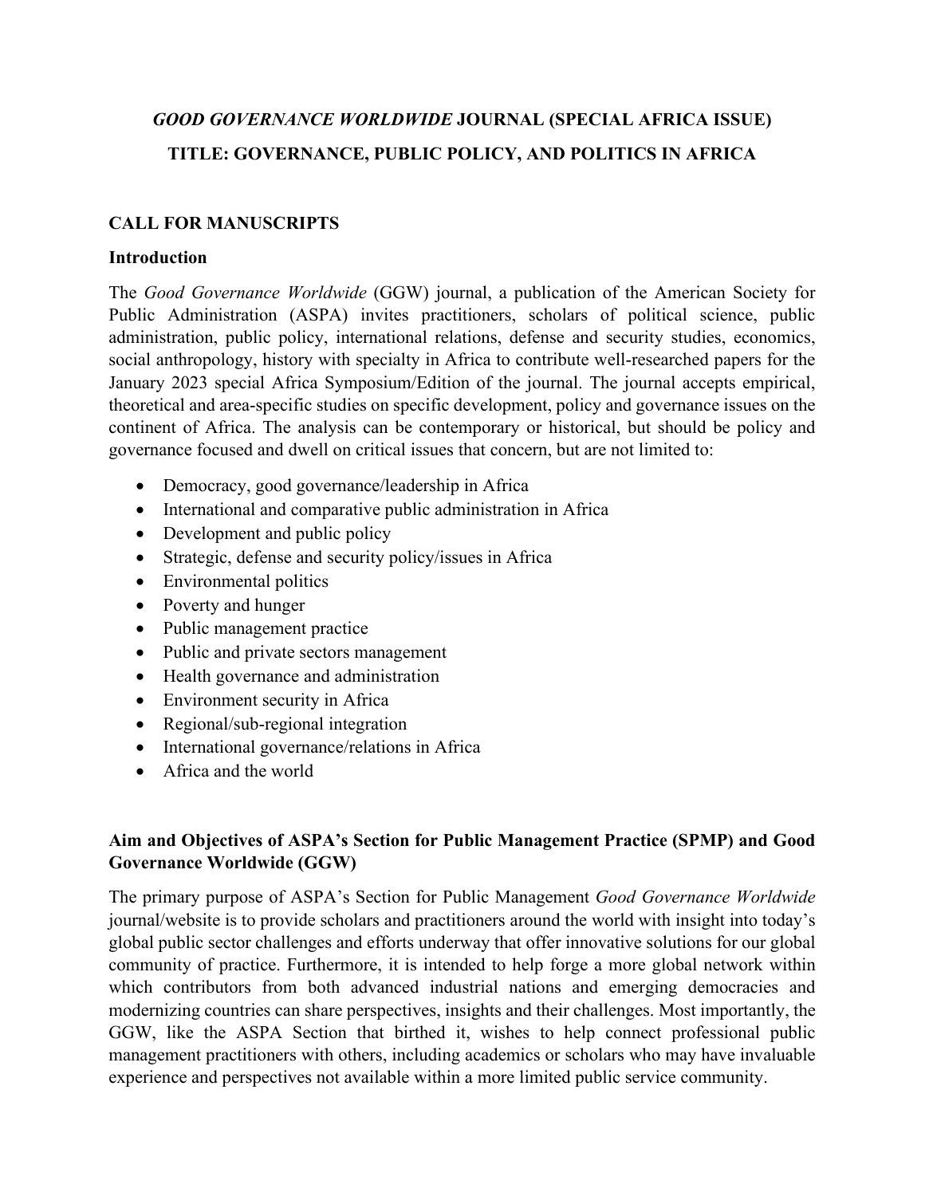# *GOOD GOVERNANCE WORLDWIDE* JOURNAL (SPECIAL AFRICA ISSUE)

# TITLE: GOVERNANCE, PUBLIC POLICY, AND POLITICS IN AFRICA

## CALL FOR MANUSCRIPTS

### Introduction

The *Good Governance Worldwide* (GGW) journal, a publication of the American Society for Public Administration (ASPA) invites practitioners, scholars of political science, public administration, public policy, international relations, defense and security studies, economics, social anthropology, history with specialty in Africa to contribute well-researched papers for the January 2023 special Africa Symposium/Edition of the journal. The journal accepts empirical, theoretical and area-specific studies on specific development, policy and governance issues on the continent of Africa. The analysis can be contemporary or historical, but should be policy and governance focused and dwell on critical issues that concern, but are not limited to:

- Democracy, good governance/leadership in Africa
- International and comparative public administration in Africa
- Development and public policy
- Strategic, defense and security policy/issues in Africa
- Environmental politics
- Poverty and hunger
- Public management practice
- Public and private sectors management
- Health governance and administration
- Environment security in Africa
- Regional/sub-regional integration
- International governance/relations in Africa
- Africa and the world

### Aim and Objectives of ASPA's Section for Public Management Practice (SPMP) and Good Governance Worldwide (GGW)

The primary purpose of ASPA's Section for Public Management *Good Governance Worldwide* journal/website is to provide scholars and practitioners around the world with insight into today's global public sector challenges and efforts underway that offer innovative solutions for our global community of practice. Furthermore, it is intended to help forge a more global network within which contributors from both advanced industrial nations and emerging democracies and modernizing countries can share perspectives, insights and their challenges. Most importantly, the GGW, like the ASPA Section that birthed it, wishes to help connect professional public management practitioners with others, including academics or scholars who may have invaluable experience and perspectives not available within a more limited public service community.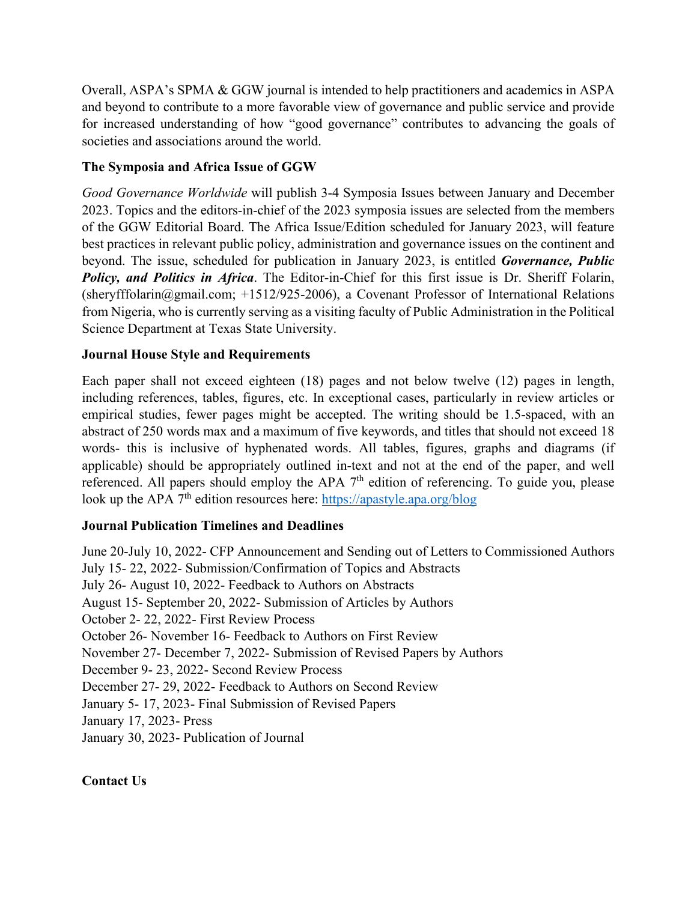Overall, ASPA's SPMA & GGW journal is intended to help practitioners and academics in ASPA and beyond to contribute to a more favorable view of governance and public service and provide for increased understanding of how "good governance" contributes to advancing the goals of societies and associations around the world.

**The Symposia and Africa Issue of GGW**

*Good Governance Worldwide* will publish 3-4 Symposia Issues between January and December 2023. Topics and the editors-in-chief of the 2023 symposia issues are selected from the members of the GGW Editorial Board. The Africa Issue/Edition scheduled for January 2023, will feature best practices in relevant public policy, administration and governance issues on the continent and beyond. The issue, scheduled for publication in January 2023, is entitled ***Governance, Public Policy, and Politics in Africa***. The Editor-in-Chief for this first issue is Dr. Sheriff Folarin, (sheryfffolarin@gmail.com; +1512/925-2006), a Covenant Professor of International Relations from Nigeria, who is currently serving as a visiting faculty of Public Administration in the Political Science Department at Texas State University.

**Journal House Style and Requirements**

Each paper shall not exceed eighteen (18) pages and not below twelve (12) pages in length, including references, tables, figures, etc. In exceptional cases, particularly in review articles or empirical studies, fewer pages might be accepted. The writing should be 1.5-spaced, with an abstract of 250 words max and a maximum of five keywords, and titles that should not exceed 18 words- this is inclusive of hyphenated words. All tables, figures, graphs and diagrams (if applicable) should be appropriately outlined in-text and not at the end of the paper, and well referenced. All papers should employ the APA 7th edition of referencing. To guide you, please look up the APA 7th edition resources here: https://apastyle.apa.org/blog

**Journal Publication Timelines and Deadlines**

June 20-July 10, 2022- CFP Announcement and Sending out of Letters to Commissioned Authors
July 15- 22, 2022- Submission/Confirmation of Topics and Abstracts
July 26- August 10, 2022- Feedback to Authors on Abstracts
August 15- September 20, 2022- Submission of Articles by Authors
October 2- 22, 2022- First Review Process
October 26- November 16- Feedback to Authors on First Review
November 27- December 7, 2022- Submission of Revised Papers by Authors
December 9- 23, 2022- Second Review Process
December 27- 29, 2022- Feedback to Authors on Second Review
January 5- 17, 2023- Final Submission of Revised Papers
January 17, 2023- Press
January 30, 2023- Publication of Journal

**Contact Us**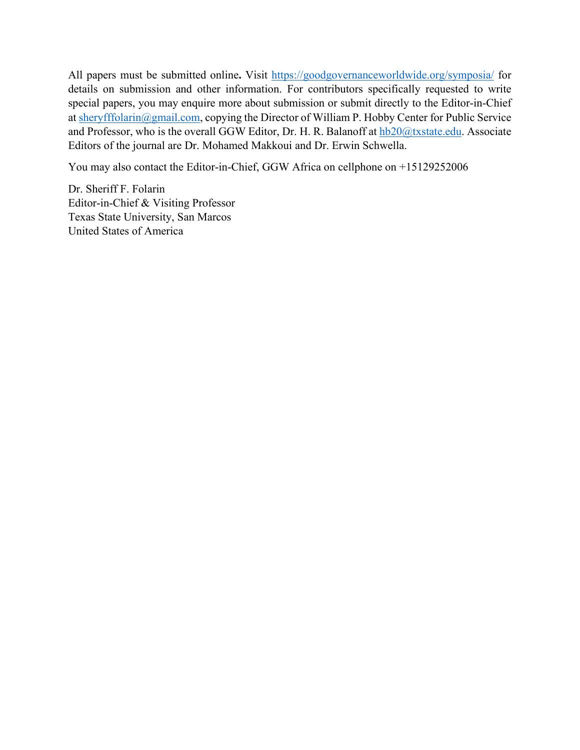All papers must be submitted online**.** Visit https://goodgovernanceworldwide.org/symposia/ for details on submission and other information. For contributors specifically requested to write special papers, you may enquire more about submission or submit directly to the Editor-in-Chief at sheryfffolarin@gmail.com, copying the Director of William P. Hobby Center for Public Service and Professor, who is the overall GGW Editor, Dr. H. R. Balanoff at hb20@txstate.edu. Associate Editors of the journal are Dr. Mohamed Makkoui and Dr. Erwin Schwella.

You may also contact the Editor-in-Chief, GGW Africa on cellphone on +15129252006

Dr. Sheriff F. Folarin  
Editor-in-Chief & Visiting Professor  
Texas State University, San Marcos  
United States of America